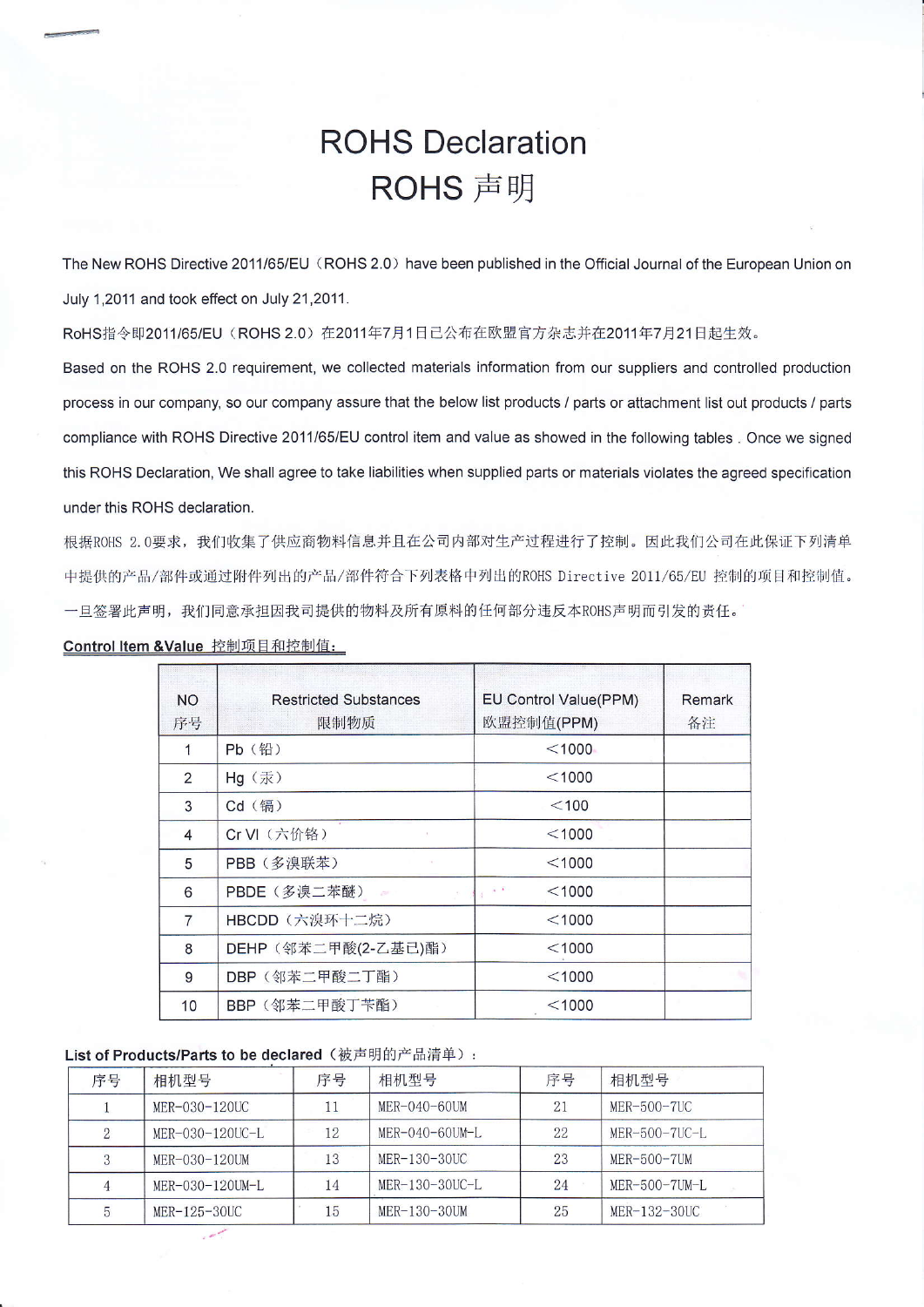# ROHS Declaration
# ROHS 声明

The New ROHS Directive 2011/65/EU（ROHS 2.0）have been published in the Official Journal of the European Union on July 1,2011 and took effect on July 21,2011.

RoHS指令即2011/65/EU（ROHS 2.0）在2011年7月1日已公布在欧盟官方杂志并在2011年7月21日起生效。

Based on the ROHS 2.0 requirement, we collected materials information from our suppliers and controlled production process in our company, so our company assure that the below list products / parts or attachment list out products / parts compliance with ROHS Directive 2011/65/EU control item and value as showed in the following tables . Once we signed this ROHS Declaration, We shall agree to take liabilities when supplied parts or materials violates the agreed specification under this ROHS declaration.

根据ROHS 2.0要求，我们收集了供应商物料信息并且在公司内部对生产过程进行了控制。因此我们公司在此保证下列清单中提供的产品/部件或通过附件列出的产品/部件符合下列表格中列出的ROHS Directive 2011/65/EU 控制的项目和控制值。一旦签署此声明，我们同意承担因我司提供的物料及所有原料的任何部分违反本ROHS声明而引发的责任。

**Control Item &Value 控制项目和控制值：**

| NO 序号 | Restricted Substances 限制物质 | EU Control Value(PPM) 欧盟控制值(PPM) | Remark 备注 |
|---|---|---|---|
| 1 | Pb（铅） | <1000 | |
| 2 | Hg（汞） | <1000 | |
| 3 | Cd（镉） | <100 | |
| 4 | Cr VI（六价铬） | <1000 | |
| 5 | PBB（多溴联苯） | <1000 | |
| 6 | PBDE（多溴二苯醚） | <1000 | |
| 7 | HBCDD（六溴环十二烷） | <1000 | |
| 8 | DEHP（邻苯二甲酸(2-乙基已)酯） | <1000 | |
| 9 | DBP（邻苯二甲酸二丁酯） | <1000 | |
| 10 | BBP（邻苯二甲酸丁苄酯） | <1000 | |

**List of Products/Parts to be declared**（被声明的产品清单）：

| 序号 | 相机型号 | 序号 | 相机型号 | 序号 | 相机型号 |
|---|---|---|---|---|---|
| 1 | MER-030-120UC | 11 | MER-040-60UM | 21 | MER-500-7UC |
| 2 | MER-030-120UC-L | 12 | MER-040-60UM-L | 22 | MER-500-7UC-L |
| 3 | MER-030-120UM | 13 | MER-130-30UC | 23 | MER-500-7UM |
| 4 | MER-030-120UM-L | 14 | MER-130-30UC-L | 24 | MER-500-7UM-L |
| 5 | MER-125-30UC | 15 | MER-130-30UM | 25 | MER-132-30UC |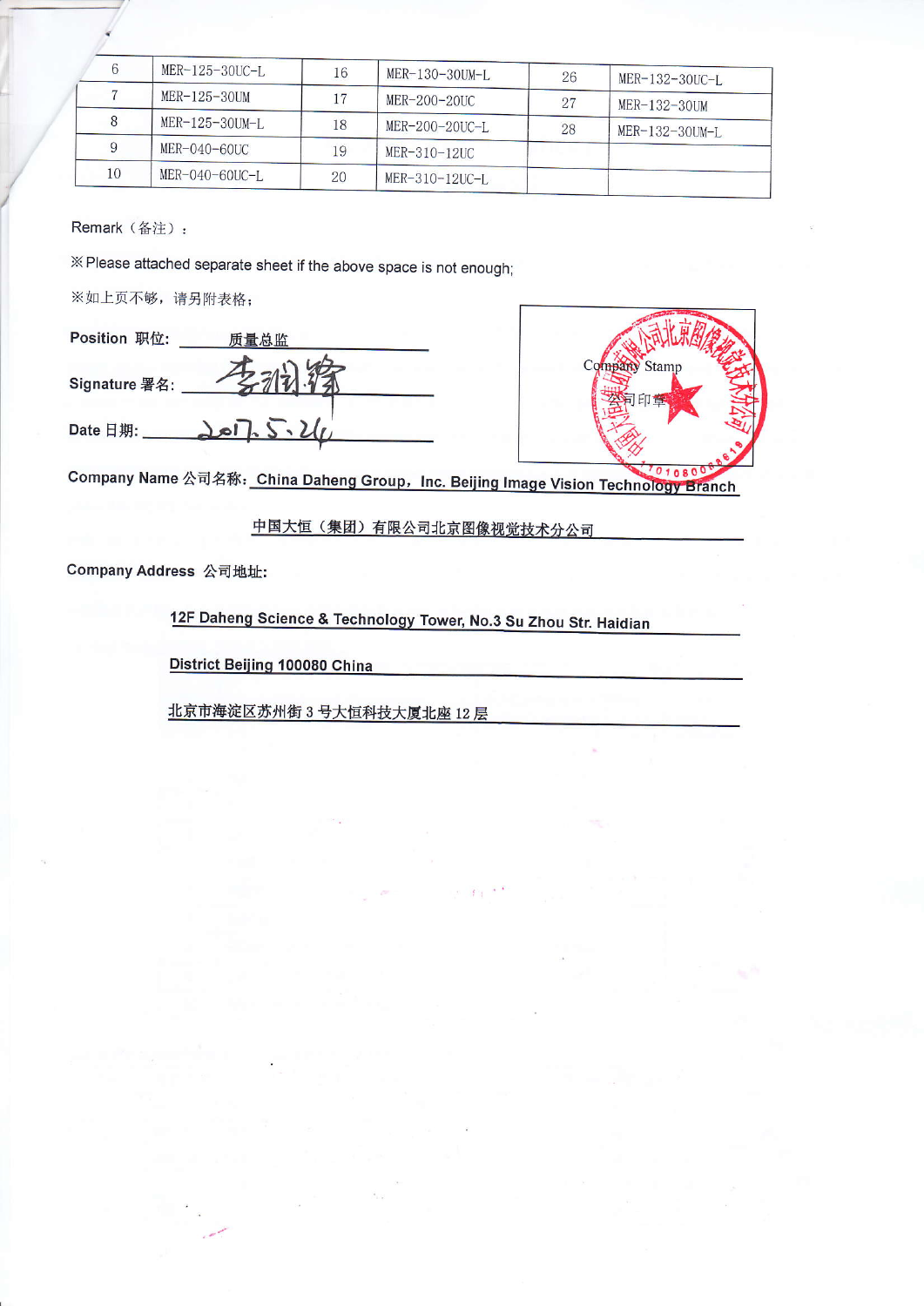| | | | | | |
|---|---|---|---|---|---|
| 6 | MER-125-30UC-L | 16 | MER-130-30UM-L | 26 | MER-132-30UC-L |
| 7 | MER-125-30UM | 17 | MER-200-20UC | 27 | MER-132-30UM |
| 8 | MER-125-30UM-L | 18 | MER-200-20UC-L | 28 | MER-132-30UM-L |
| 9 | MER-040-60UC | 19 | MER-310-12UC | | |
| 10 | MER-040-60UC-L | 20 | MER-310-12UC-L | | |

Remark（备注）：

※Please attached separate sheet if the above space is not enough;

※如上页不够，请另附表格；

**Position 职位:** 质量总监

**Signature 署名:** 李润锋

**Date 日期:** 2017.5.26

Company Stamp

公司印章

**Company Name 公司名称:** China Daheng Group，Inc. Beijing Image Vision Technology Branch

中国大恒（集团）有限公司北京图像视觉技术分公司

**Company Address 公司地址:**

12F Daheng Science & Technology Tower, No.3 Su Zhou Str. Haidian

District Beijing 100080 China

北京市海淀区苏州街 3 号大恒科技大厦北座 12 层